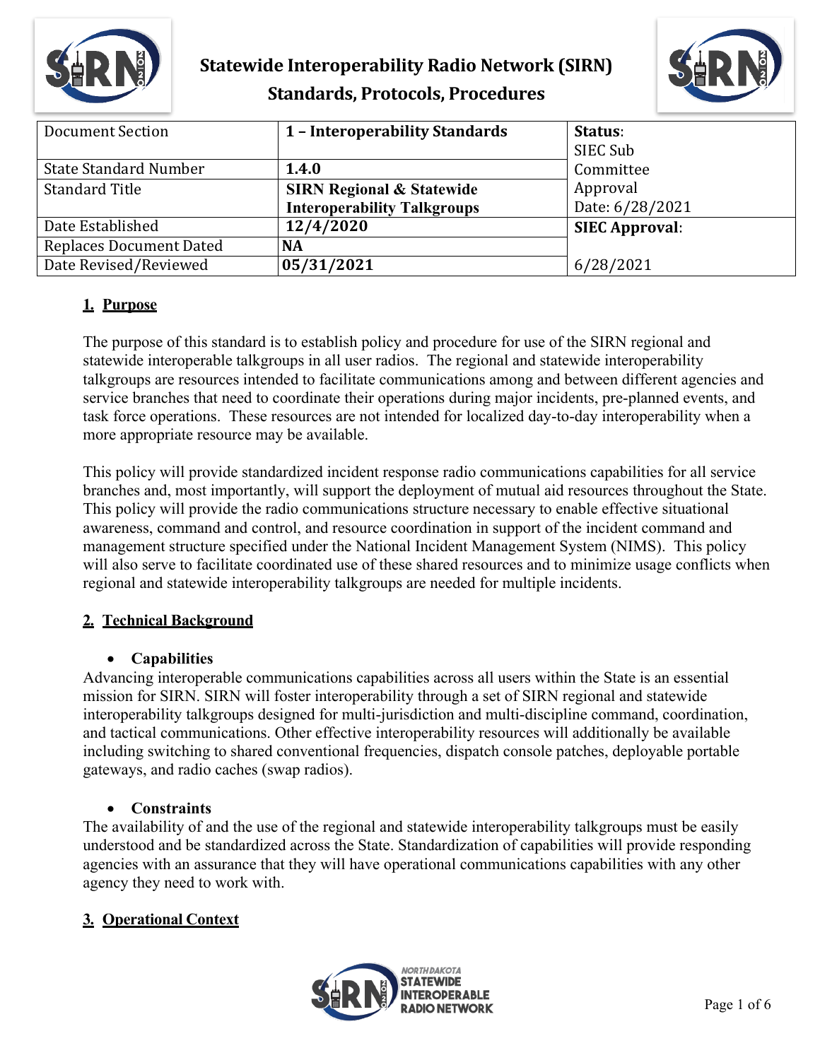# Statewide Interoperability Radio Network (SIRN) Standards, Protocols, Procedures

| Document Section | 1 – Interoperability Standards | Status: SIEC Sub Committee Approval Date: 6/28/2021 |
|---|---|---|
| State Standard Number | **1.4.0** | |
| Standard Title | **SIRN Regional & Statewide Interoperability Talkgroups** | |
| Date Established | **12/4/2020** | **SIEC Approval**: |
| Replaces Document Dated | **NA** | |
| Date Revised/Reviewed | **05/31/2021** | 6/28/2021 |

## 1. Purpose

The purpose of this standard is to establish policy and procedure for use of the SIRN regional and statewide interoperable talkgroups in all user radios. The regional and statewide interoperability talkgroups are resources intended to facilitate communications among and between different agencies and service branches that need to coordinate their operations during major incidents, pre-planned events, and task force operations. These resources are not intended for localized day-to-day interoperability when a more appropriate resource may be available.

This policy will provide standardized incident response radio communications capabilities for all service branches and, most importantly, will support the deployment of mutual aid resources throughout the State. This policy will provide the radio communications structure necessary to enable effective situational awareness, command and control, and resource coordination in support of the incident command and management structure specified under the National Incident Management System (NIMS). This policy will also serve to facilitate coordinated use of these shared resources and to minimize usage conflicts when regional and statewide interoperability talkgroups are needed for multiple incidents.

## 2. Technical Background

- **Capabilities**

Advancing interoperable communications capabilities across all users within the State is an essential mission for SIRN. SIRN will foster interoperability through a set of SIRN regional and statewide interoperability talkgroups designed for multi-jurisdiction and multi-discipline command, coordination, and tactical communications. Other effective interoperability resources will additionally be available including switching to shared conventional frequencies, dispatch console patches, deployable portable gateways, and radio caches (swap radios).

- **Constraints**

The availability of and the use of the regional and statewide interoperability talkgroups must be easily understood and be standardized across the State. Standardization of capabilities will provide responding agencies with an assurance that they will have operational communications capabilities with any other agency they need to work with.

## 3. Operational Context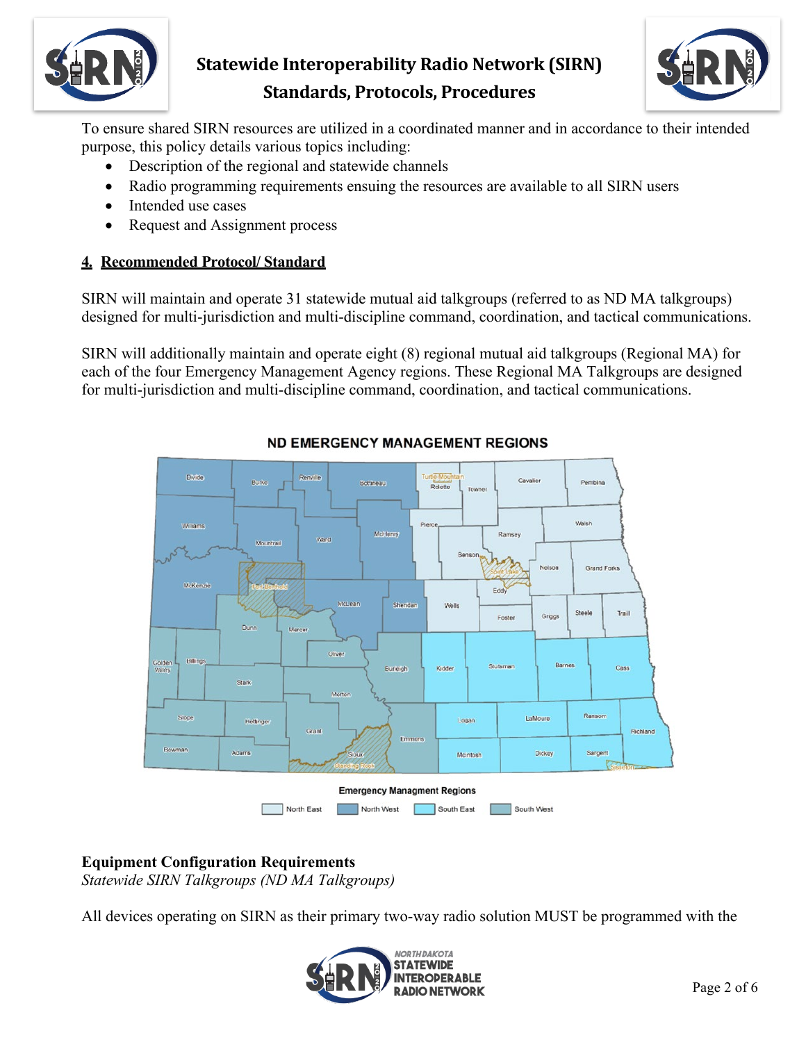To ensure shared SIRN resources are utilized in a coordinated manner and in accordance to their intended purpose, this policy details various topics including:

- Description of the regional and statewide channels
- Radio programming requirements ensuring the resources are available to all SIRN users
- Intended use cases
- Request and Assignment process

## 4. Recommended Protocol/ Standard

SIRN will maintain and operate 31 statewide mutual aid talkgroups (referred to as ND MA talkgroups) designed for multi-jurisdiction and multi-discipline command, coordination, and tactical communications.

SIRN will additionally maintain and operate eight (8) regional mutual aid talkgroups (Regional MA) for each of the four Emergency Management Agency regions. These Regional MA Talkgroups are designed for multi-jurisdiction and multi-discipline command, coordination, and tactical communications.

ND EMERGENCY MANAGEMENT REGIONS

Emergency Managment Regions: North East, North West, South East, South West

**Equipment Configuration Requirements**

*Statewide SIRN Talkgroups (ND MA Talkgroups)*

All devices operating on SIRN as their primary two-way radio solution MUST be programmed with the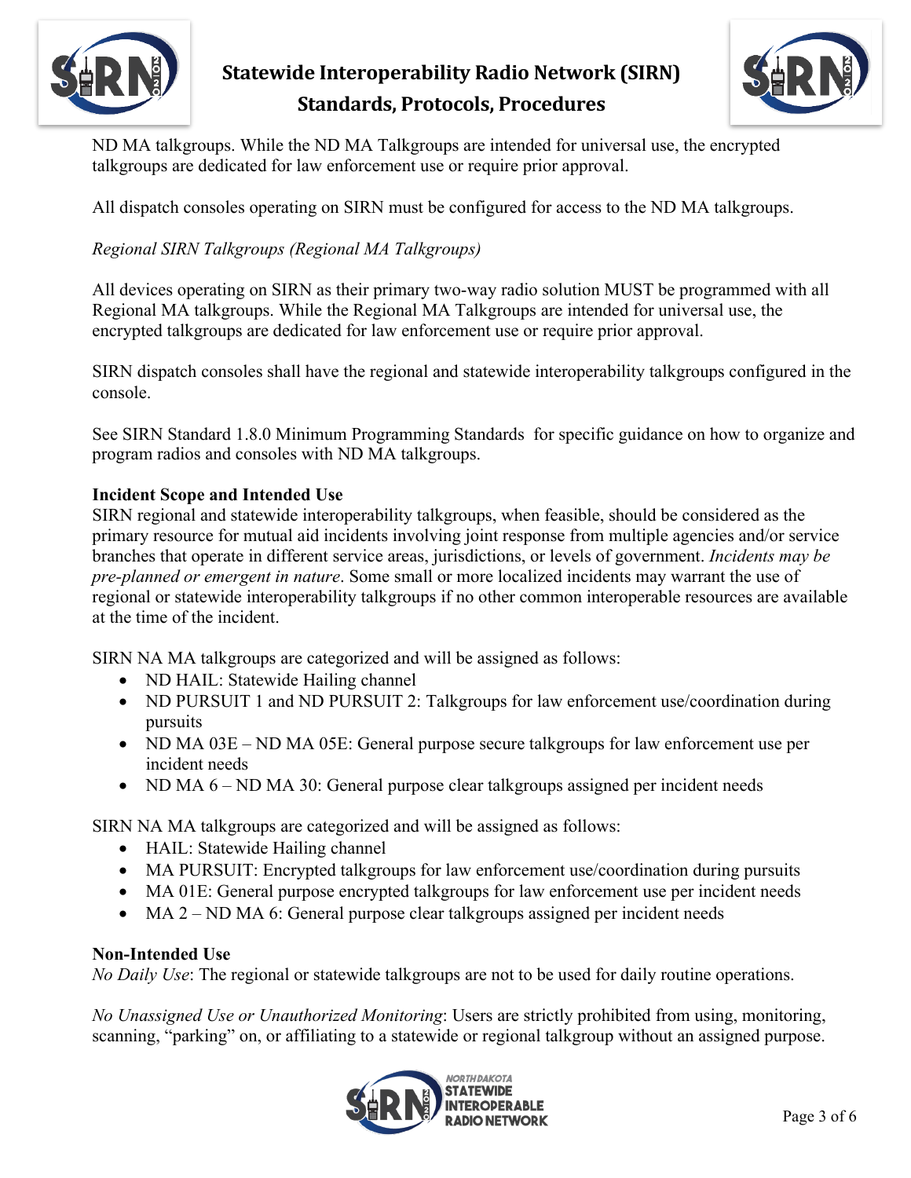ND MA talkgroups. While the ND MA Talkgroups are intended for universal use, the encrypted talkgroups are dedicated for law enforcement use or require prior approval.

All dispatch consoles operating on SIRN must be configured for access to the ND MA talkgroups.

*Regional SIRN Talkgroups (Regional MA Talkgroups)*

All devices operating on SIRN as their primary two-way radio solution MUST be programmed with all Regional MA talkgroups. While the Regional MA Talkgroups are intended for universal use, the encrypted talkgroups are dedicated for law enforcement use or require prior approval.

SIRN dispatch consoles shall have the regional and statewide interoperability talkgroups configured in the console.

See SIRN Standard 1.8.0 Minimum Programming Standards for specific guidance on how to organize and program radios and consoles with ND MA talkgroups.

**Incident Scope and Intended Use**

SIRN regional and statewide interoperability talkgroups, when feasible, should be considered as the primary resource for mutual aid incidents involving joint response from multiple agencies and/or service branches that operate in different service areas, jurisdictions, or levels of government. *Incidents may be pre-planned or emergent in nature*. Some small or more localized incidents may warrant the use of regional or statewide interoperability talkgroups if no other common interoperable resources are available at the time of the incident.

SIRN NA MA talkgroups are categorized and will be assigned as follows:

- ND HAIL: Statewide Hailing channel
- ND PURSUIT 1 and ND PURSUIT 2: Talkgroups for law enforcement use/coordination during pursuits
- ND MA 03E – ND MA 05E: General purpose secure talkgroups for law enforcement use per incident needs
- ND MA 6 – ND MA 30: General purpose clear talkgroups assigned per incident needs

SIRN NA MA talkgroups are categorized and will be assigned as follows:

- HAIL: Statewide Hailing channel
- MA PURSUIT: Encrypted talkgroups for law enforcement use/coordination during pursuits
- MA 01E: General purpose encrypted talkgroups for law enforcement use per incident needs
- MA 2 – ND MA 6: General purpose clear talkgroups assigned per incident needs

**Non-Intended Use**

*No Daily Use*: The regional or statewide talkgroups are not to be used for daily routine operations.

*No Unassigned Use or Unauthorized Monitoring*: Users are strictly prohibited from using, monitoring, scanning, "parking" on, or affiliating to a statewide or regional talkgroup without an assigned purpose.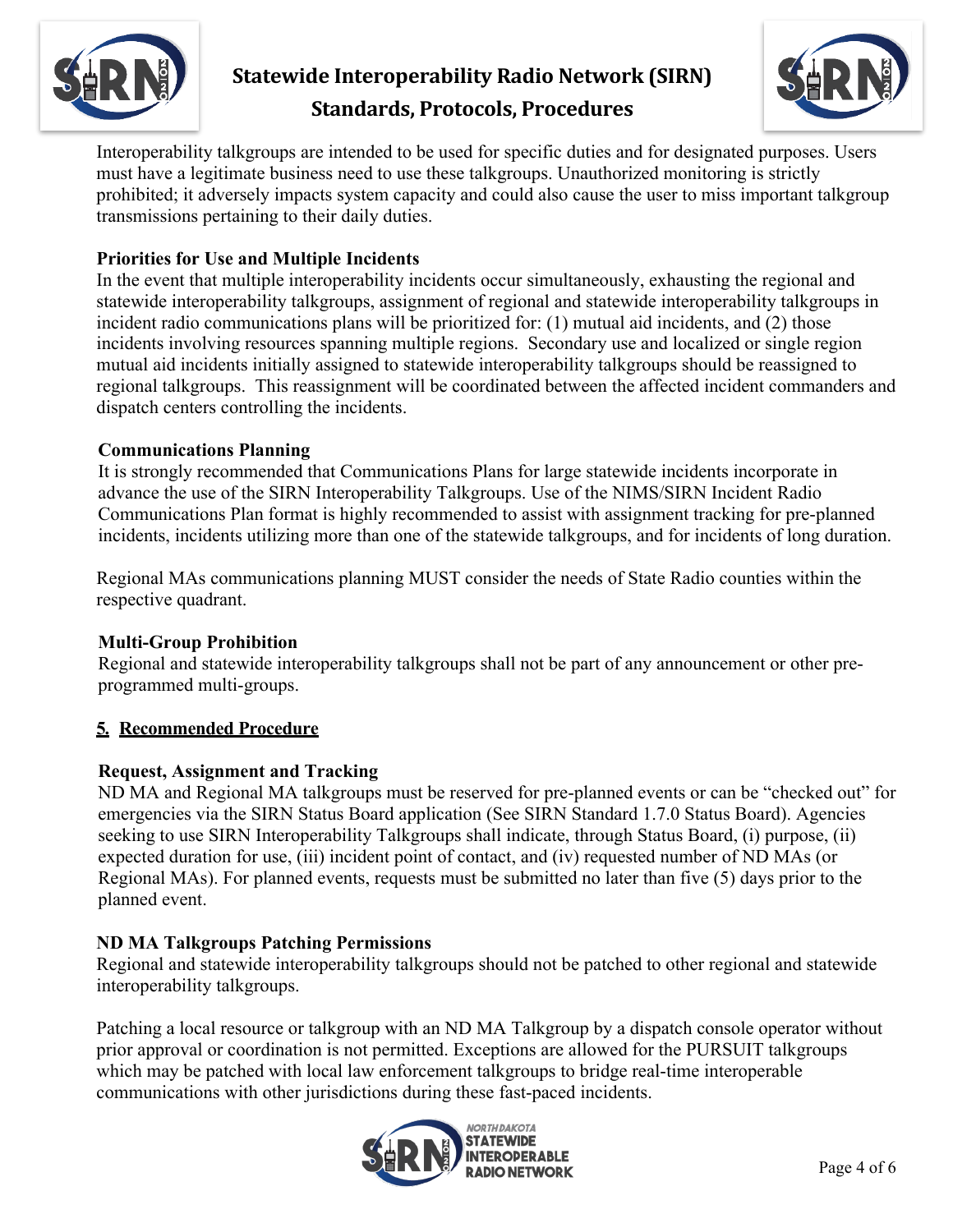Interoperability talkgroups are intended to be used for specific duties and for designated purposes. Users must have a legitimate business need to use these talkgroups. Unauthorized monitoring is strictly prohibited; it adversely impacts system capacity and could also cause the user to miss important talkgroup transmissions pertaining to their daily duties.

**Priorities for Use and Multiple Incidents**
In the event that multiple interoperability incidents occur simultaneously, exhausting the regional and statewide interoperability talkgroups, assignment of regional and statewide interoperability talkgroups in incident radio communications plans will be prioritized for: (1) mutual aid incidents, and (2) those incidents involving resources spanning multiple regions. Secondary use and localized or single region mutual aid incidents initially assigned to statewide interoperability talkgroups should be reassigned to regional talkgroups. This reassignment will be coordinated between the affected incident commanders and dispatch centers controlling the incidents.

**Communications Planning**
It is strongly recommended that Communications Plans for large statewide incidents incorporate in advance the use of the SIRN Interoperability Talkgroups. Use of the NIMS/SIRN Incident Radio Communications Plan format is highly recommended to assist with assignment tracking for pre-planned incidents, incidents utilizing more than one of the statewide talkgroups, and for incidents of long duration.

Regional MAs communications planning MUST consider the needs of State Radio counties within the respective quadrant.

**Multi-Group Prohibition**
Regional and statewide interoperability talkgroups shall not be part of any announcement or other pre-programmed multi-groups.

## 5. Recommended Procedure

**Request, Assignment and Tracking**
ND MA and Regional MA talkgroups must be reserved for pre-planned events or can be "checked out" for emergencies via the SIRN Status Board application (See SIRN Standard 1.7.0 Status Board). Agencies seeking to use SIRN Interoperability Talkgroups shall indicate, through Status Board, (i) purpose, (ii) expected duration for use, (iii) incident point of contact, and (iv) requested number of ND MAs (or Regional MAs). For planned events, requests must be submitted no later than five (5) days prior to the planned event.

**ND MA Talkgroups Patching Permissions**
Regional and statewide interoperability talkgroups should not be patched to other regional and statewide interoperability talkgroups.

Patching a local resource or talkgroup with an ND MA Talkgroup by a dispatch console operator without prior approval or coordination is not permitted. Exceptions are allowed for the PURSUIT talkgroups which may be patched with local law enforcement talkgroups to bridge real-time interoperable communications with other jurisdictions during these fast-paced incidents.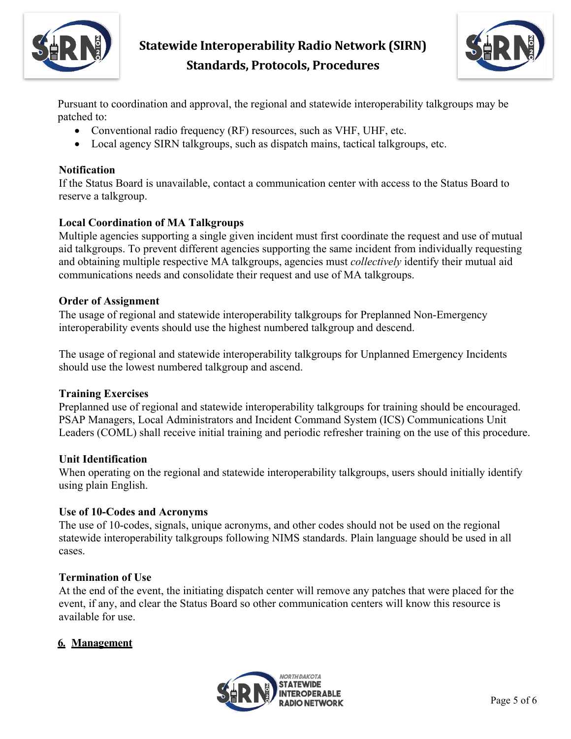Pursuant to coordination and approval, the regional and statewide interoperability talkgroups may be patched to:

- Conventional radio frequency (RF) resources, such as VHF, UHF, etc.
- Local agency SIRN talkgroups, such as dispatch mains, tactical talkgroups, etc.

**Notification**

If the Status Board is unavailable, contact a communication center with access to the Status Board to reserve a talkgroup.

**Local Coordination of MA Talkgroups**

Multiple agencies supporting a single given incident must first coordinate the request and use of mutual aid talkgroups. To prevent different agencies supporting the same incident from individually requesting and obtaining multiple respective MA talkgroups, agencies must *collectively* identify their mutual aid communications needs and consolidate their request and use of MA talkgroups.

**Order of Assignment**

The usage of regional and statewide interoperability talkgroups for Preplanned Non-Emergency interoperability events should use the highest numbered talkgroup and descend.

The usage of regional and statewide interoperability talkgroups for Unplanned Emergency Incidents should use the lowest numbered talkgroup and ascend.

**Training Exercises**

Preplanned use of regional and statewide interoperability talkgroups for training should be encouraged. PSAP Managers, Local Administrators and Incident Command System (ICS) Communications Unit Leaders (COML) shall receive initial training and periodic refresher training on the use of this procedure.

**Unit Identification**

When operating on the regional and statewide interoperability talkgroups, users should initially identify using plain English.

**Use of 10-Codes and Acronyms**

The use of 10-codes, signals, unique acronyms, and other codes should not be used on the regional statewide interoperability talkgroups following NIMS standards. Plain language should be used in all cases.

**Termination of Use**

At the end of the event, the initiating dispatch center will remove any patches that were placed for the event, if any, and clear the Status Board so other communication centers will know this resource is available for use.

## 6. Management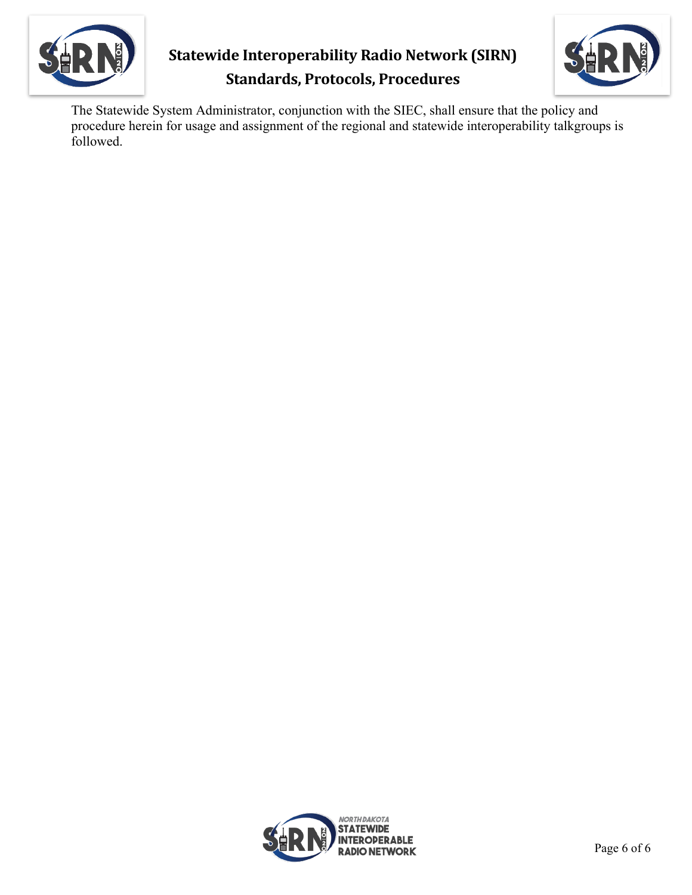The Statewide System Administrator, conjunction with the SIEC, shall ensure that the policy and procedure herein for usage and assignment of the regional and statewide interoperability talkgroups is followed.